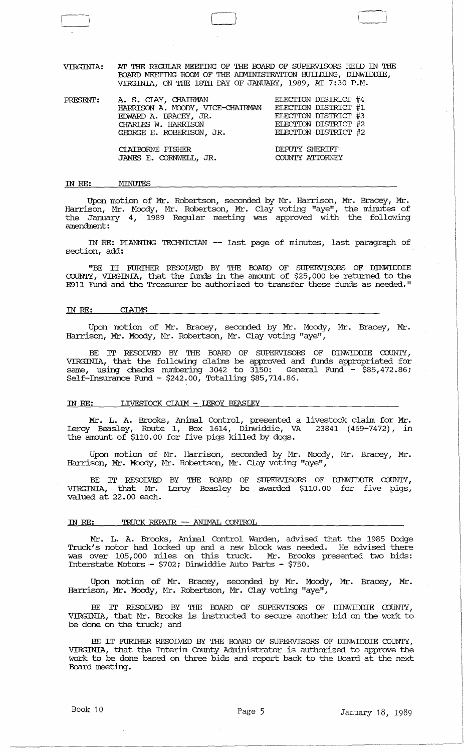VIRGINIA: AT THE REGULAR MEETING OF THE BOARD OF SUPERVISORS HELD IN THE BOARD MEETING ROOM OF THE ADMINISTRATION BUILDING, DINWIDDIE, VIRGINIA, ON THE 18TH DAY OF JANUARY, 1989, AT 7:30 P.M.

| PRESENT: | | |
|---|---|---|
| | A. S. CLAY, CHAIRMAN | ELECTION DISTRICT #4 |
| | HARRISON A. MOODY, VICE-CHAIRMAN | ELECTION DISTRICT #1 |
| | EDWARD A. BRACEY, JR. | ELECTION DISTRICT #3 |
| | CHARLES W. HARRISON | ELECTION DISTRICT #2 |
| | GEORGE E. ROBERTSON, JR. | ELECTION DISTRICT #2 |
| | CLAIBORNE FISHER | DEPUTY SHERIFF |
| | JAMES E. CORNWELL, JR. | COUNTY ATTORNEY |

## IN RE: MINUTES

Upon motion of Mr. Robertson, seconded by Mr. Harrison, Mr. Bracey, Mr. Harrison, Mr. Moody, Mr. Robertson, Mr. Clay voting "aye", the minutes of the January 4, 1989 Regular meeting was approved with the following amendment:

IN RE: PLANNING TECHNICIAN -- Last page of minutes, last paragraph of section, add:

"BE IT FURTHER RESOLVED BY THE BOARD OF SUPERVISORS OF DINWIDDIE COUNTY, VIRGINIA, that the funds in the amount of $25,000 be returned to the E911 Fund and the Treasurer be authorized to transfer these funds as needed."

## IN RE: CLAIMS

Upon motion of Mr. Bracey, seconded by Mr. Moody, Mr. Bracey, Mr. Harrison, Mr. Moody, Mr. Robertson, Mr. Clay voting "aye",

BE IT RESOLVED BY THE BOARD OF SUPERVISORS OF DINWIDDIE COUNTY, VIRGINIA, that the following claims be approved and funds appropriated for same, using checks numbering 3042 to 3150: General Fund - $85,472.86; Self-Insurance Fund - $242.00, Totalling $85,714.86.

## IN RE: LIVESTOCK CLAIM - LEROY BEASLEY

Mr. L. A. Brooks, Animal Control, presented a livestock claim for Mr. Leroy Beasley, Route 1, Box 1614, Dinwiddie, VA 23841 (469-7472), in the amount of $110.00 for five pigs killed by dogs.

Upon motion of Mr. Harrison, seconded by Mr. Moody, Mr. Bracey, Mr. Harrison, Mr. Moody, Mr. Robertson, Mr. Clay voting "aye",

BE IT RESOLVED BY THE BOARD OF SUPERVISORS OF DINWIDDIE COUNTY, VIRGINIA, that Mr. Leroy Beasley be awarded $110.00 for five pigs, valued at 22.00 each.

## IN RE: TRUCK REPAIR -- ANIMAL CONTROL

Mr. L. A. Brooks, Animal Control Warden, advised that the 1985 Dodge Truck's motor had locked up and a new block was needed. He advised there was over 105,000 miles on this truck. Mr. Brooks presented two bids: Interstate Motors - $702; Dinwiddie Auto Parts - $750.

Upon motion of Mr. Bracey, seconded by Mr. Moody, Mr. Bracey, Mr. Harrison, Mr. Moody, Mr. Robertson, Mr. Clay voting "aye",

BE IT RESOLVED BY THE BOARD OF SUPERVISORS OF DINWIDDIE COUNTY, VIRGINIA, that Mr. Brooks is instructed to secure another bid on the work to be done on the truck; and

BE IT FURTHER RESOLVED BY THE BOARD OF SUPERVISORS OF DINWIDDIE COUNTY, VIRGINIA, that the Interim County Administrator is authorized to approve the work to be done based on three bids and report back to the Board at the next Board meeting.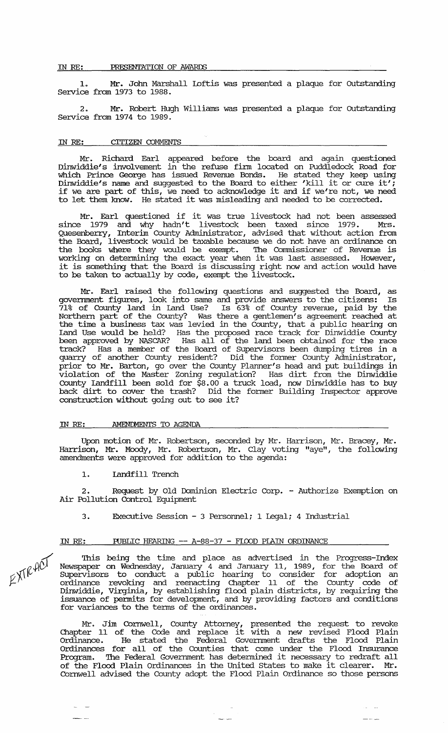IN RE: PRESENTATION OF AWARDS

1. Mr. John Marshall Loftis was presented a plaque for Outstanding Service from 1973 to 1988.

2. Mr. Robert Hugh Williams was presented a plaque for Outstanding Service from 1974 to 1989.

IN RE: CITIZEN COMMENTS

Mr. Richard Earl appeared before the board and again questioned Dinwiddie's involvement in the refuse firm located on Puddledock Road for which Prince George has issued Revenue Bonds. He stated they keep using Dinwiddie's name and suggested to the Board to either 'kill it or cure it'; if we are part of this, we need to acknowledge it and if we're not, we need to let them know. He stated it was misleading and needed to be corrected.

Mr. Earl questioned if it was true livestock had not been assessed since 1979 and why hadn't livestock been taxed since 1979. Mrs. Quesenberry, Interim County Administrator, advised that without action from the Board, livestock would be taxable because we do not have an ordinance on the books where they would be exempt. The Commissioner of Revenue is working on determining the exact year when it was last assessed. However, it is something that the Board is discussing right now and action would have to be taken to actually by code, exempt the livestock.

Mr. Earl raised the following questions and suggested the Board, as government figures, look into same and provide answers to the citizens: Is 71% of County land in Land Use? Is 63% of County revenue, paid by the Northern part of the County? Was there a gentlemen's agreement reached at the time a business tax was levied in the County, that a public hearing on Land Use would be held? Has the proposed race track for Dinwiddie County been approved by NASCAR? Has all of the land been obtained for the race track? Has a member of the Board of Supervisors been dumping tires in a quarry of another County resident? Did the former County Administrator, prior to Mr. Barton, go over the County Planner's head and put buildings in violation of the Master Zoning regulation? Has dirt from the Dinwiddie County Landfill been sold for $8.00 a truck load, now Dinwiddie has to buy back dirt to cover the trash? Did the former Building Inspector approve construction without going out to see it?

IN RE: AMENDMENTS TO AGENDA

Upon motion of Mr. Robertson, seconded by Mr. Harrison, Mr. Bracey, Mr. Harrison, Mr. Moody, Mr. Robertson, Mr. Clay voting "aye", the following amendments were approved for addition to the agenda:

1. Landfill Trench

2. Request by Old Dominion Electric Corp. - Authorize Exemption on Air Pollution Control Equipment

3. Executive Session - 3 Personnel; 1 Legal; 4 Industrial

IN RE: PUBLIC HEARING -- A-88-37 - FLOOD PLAIN ORDINANCE

EXTRACT

This being the time and place as advertised in the Progress-Index Newspaper on Wednesday, January 4 and January 11, 1989, for the Board of Supervisors to conduct a public hearing to consider for adoption an ordinance revoking and reenacting Chapter 11 of the County code of Dinwiddie, Virginia, by establishing flood plain districts, by requiring the issuance of permits for development, and by providing factors and conditions for variances to the terms of the ordinances.

Mr. Jim Cornwell, County Attorney, presented the request to revoke Chapter 11 of the Code and replace it with a new revised Flood Plain Ordinance. He stated the Federal Government drafts the Flood Plain Ordinances for all of the Counties that come under the Flood Insurance Program. The Federal Government has determined it necessary to redraft all of the Flood Plain Ordinances in the United States to make it clearer. Mr. Cornwell advised the County adopt the Flood Plain Ordinance so those persons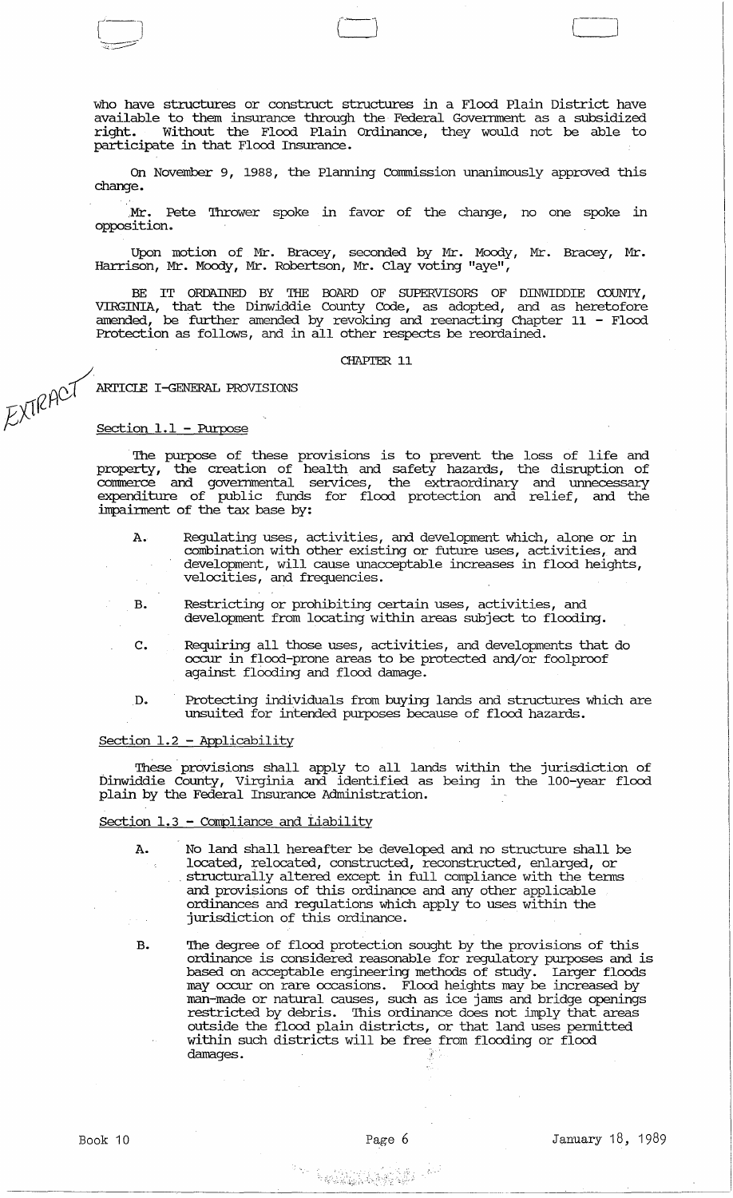who have structures or construct structures in a Flood Plain District have available to them insurance through the Federal Government as a subsidized right. Without the Flood Plain Ordinance, they would not be able to participate in that Flood Insurance.

On November 9, 1988, the Planning Commission unanimously approved this change.

Mr. Pete Thrower spoke in favor of the change, no one spoke in opposition.

Upon motion of Mr. Bracey, seconded by Mr. Moody, Mr. Bracey, Mr. Harrison, Mr. Moody, Mr. Robertson, Mr. Clay voting "aye",

BE IT ORDAINED BY THE BOARD OF SUPERVISORS OF DINWIDDIE COUNTY, VIRGINIA, that the Dinwiddie County Code, as adopted, and as heretofore amended, be further amended by revoking and reenacting Chapter 11 - Flood Protection as follows, and in all other respects be reordained.

EXTRACT

## CHAPTER 11

### ARTICLE I-GENERAL PROVISIONS

#### Section 1.1 - Purpose

The purpose of these provisions is to prevent the loss of life and property, the creation of health and safety hazards, the disruption of commerce and governmental services, the extraordinary and unnecessary expenditure of public funds for flood protection and relief, and the impairment of the tax base by:

A. Regulating uses, activities, and development which, alone or in combination with other existing or future uses, activities, and development, will cause unacceptable increases in flood heights, velocities, and frequencies.

B. Restricting or prohibiting certain uses, activities, and development from locating within areas subject to flooding.

C. Requiring all those uses, activities, and developments that do occur in flood-prone areas to be protected and/or foolproof against flooding and flood damage.

D. Protecting individuals from buying lands and structures which are unsuited for intended purposes because of flood hazards.

#### Section 1.2 - Applicability

These provisions shall apply to all lands within the jurisdiction of Dinwiddie County, Virginia and identified as being in the 100-year flood plain by the Federal Insurance Administration.

#### Section 1.3 - Compliance and Liability

A. No land shall hereafter be developed and no structure shall be located, relocated, constructed, reconstructed, enlarged, or structurally altered except in full compliance with the terms and provisions of this ordinance and any other applicable ordinances and regulations which apply to uses within the jurisdiction of this ordinance.

B. The degree of flood protection sought by the provisions of this ordinance is considered reasonable for regulatory purposes and is based on acceptable engineering methods of study. Larger floods may occur on rare occasions. Flood heights may be increased by man-made or natural causes, such as ice jams and bridge openings restricted by debris. This ordinance does not imply that areas outside the flood plain districts, or that land uses permitted within such districts will be free from flooding or flood damages.

Book 10 Page 6 January 18, 1989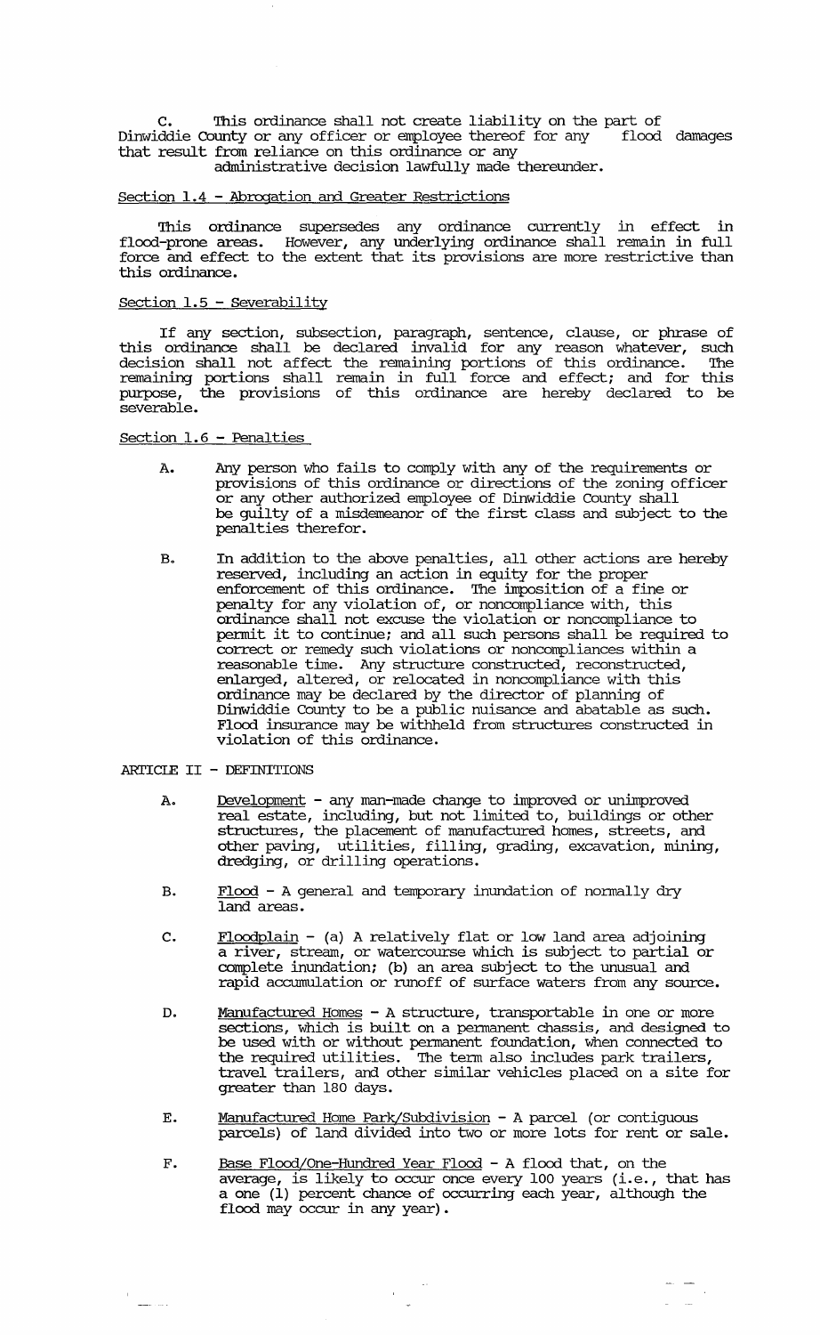C. This ordinance shall not create liability on the part of Dinwiddie County or any officer or employee thereof for any flood damages that result from reliance on this ordinance or any administrative decision lawfully made thereunder.

Section 1.4 - Abrogation and Greater Restrictions

This ordinance supersedes any ordinance currently in effect in flood-prone areas. However, any underlying ordinance shall remain in full force and effect to the extent that its provisions are more restrictive than this ordinance.

Section 1.5 - Severability

If any section, subsection, paragraph, sentence, clause, or phrase of this ordinance shall be declared invalid for any reason whatever, such decision shall not affect the remaining portions of this ordinance. The remaining portions shall remain in full force and effect; and for this purpose, the provisions of this ordinance are hereby declared to be severable.

Section 1.6 - Penalties

A. Any person who fails to comply with any of the requirements or provisions of this ordinance or directions of the zoning officer or any other authorized employee of Dinwiddie County shall be guilty of a misdemeanor of the first class and subject to the penalties therefor.

B. In addition to the above penalties, all other actions are hereby reserved, including an action in equity for the proper enforcement of this ordinance. The imposition of a fine or penalty for any violation of, or noncompliance with, this ordinance shall not excuse the violation or noncompliance to permit it to continue; and all such persons shall be required to correct or remedy such violations or noncompliances within a reasonable time. Any structure constructed, reconstructed, enlarged, altered, or relocated in noncompliance with this ordinance may be declared by the director of planning of Dinwiddie County to be a public nuisance and abatable as such. Flood insurance may be withheld from structures constructed in violation of this ordinance.

ARTICLE II - DEFINITIONS

A. Development - any man-made change to improved or unimproved real estate, including, but not limited to, buildings or other structures, the placement of manufactured homes, streets, and other paving, utilities, filling, grading, excavation, mining, dredging, or drilling operations.

B. Flood - A general and temporary inundation of normally dry land areas.

C. Floodplain - (a) A relatively flat or low land area adjoining a river, stream, or watercourse which is subject to partial or complete inundation; (b) an area subject to the unusual and rapid accumulation or runoff of surface waters from any source.

D. Manufactured Homes - A structure, transportable in one or more sections, which is built on a permanent chassis, and designed to be used with or without permanent foundation, when connected to the required utilities. The term also includes park trailers, travel trailers, and other similar vehicles placed on a site for greater than 180 days.

E. Manufactured Home Park/Subdivision - A parcel (or contiguous parcels) of land divided into two or more lots for rent or sale.

F. Base Flood/One-Hundred Year Flood - A flood that, on the average, is likely to occur once every 100 years (i.e., that has a one (1) percent chance of occurring each year, although the flood may occur in any year).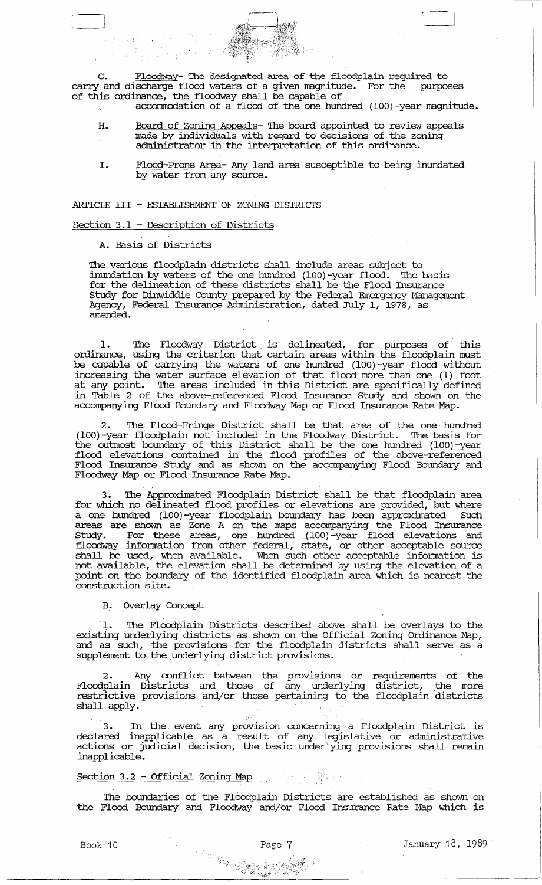G. Floodway- The designated area of the floodplain required to carry and discharge flood waters of a given magnitude. For the purposes of this ordinance, the floodway shall be capable of accommodation of a flood of the one hundred (100)-year magnitude.

H. Board of Zoning Appeals- The board appointed to review appeals made by individuals with regard to decisions of the zoning administrator in the interpretation of this ordinance.

I. Flood-Prone Area- Any land area susceptible to being inundated by water from any source.

## ARTICLE III - ESTABLISHMENT OF ZONING DISTRICTS

### Section 3.1 - Description of Districts

A. Basis of Districts

The various floodplain districts shall include areas subject to inundation by waters of the one hundred (100)-year flood. The basis for the delineation of these districts shall be the Flood Insurance Study for Dinwiddie County prepared by the Federal Emergency Management Agency, Federal Insurance Administration, dated July 1, 1978, as amended.

1. The Floodway District is delineated, for purposes of this ordinance, using the criterion that certain areas within the floodplain must be capable of carrying the waters of one hundred (100)-year flood without increasing the water surface elevation of that flood more than one (1) foot at any point. The areas included in this District are specifically defined in Table 2 of the above-referenced Flood Insurance Study and shown on the accompanying Flood Boundary and Floodway Map or Flood Insurance Rate Map.

2. The Flood-Fringe District shall be that area of the one hundred (100)-year floodplain not included in the Floodway District. The basis for the outmost boundary of this District shall be the one hundred (100)-year flood elevations contained in the flood profiles of the above-referenced Flood Insurance Study and as shown on the accompanying Flood Boundary and Floodway Map or Flood Insurance Rate Map.

3. The Approximated Floodplain District shall be that floodplain area for which no delineated flood profiles or elevations are provided, but where a one hundred (100)-year floodplain boundary has been approximated Such areas are shown as Zone A on the maps accompanying the Flood Insurance Study. For these areas, one hundred (100)-year flood elevations and floodway information from other federal, state, or other acceptable source shall be used, when available. When such other acceptable information is not available, the elevation shall be determined by using the elevation of a point on the boundary of the identified floodplain area which is nearest the construction site.

B. Overlay Concept

1. The Floodplain Districts described above shall be overlays to the existing underlying districts as shown on the Official Zoning Ordinance Map, and as such, the provisions for the floodplain districts shall serve as a supplement to the underlying district provisions.

2. Any conflict between the provisions or requirements of the Floodplain Districts and those of any underlying district, the more restrictive provisions and/or those pertaining to the floodplain districts shall apply.

3. In the event any provision concerning a Floodplain District is declared inapplicable as a result of any legislative or administrative actions or judicial decision, the basic underlying provisions shall remain inapplicable.

### Section 3.2 - Official Zoning Map

The boundaries of the Floodplain Districts are established as shown on the Flood Boundary and Floodway and/or Flood Insurance Rate Map which is

Book 10 Page 7 January 18, 1989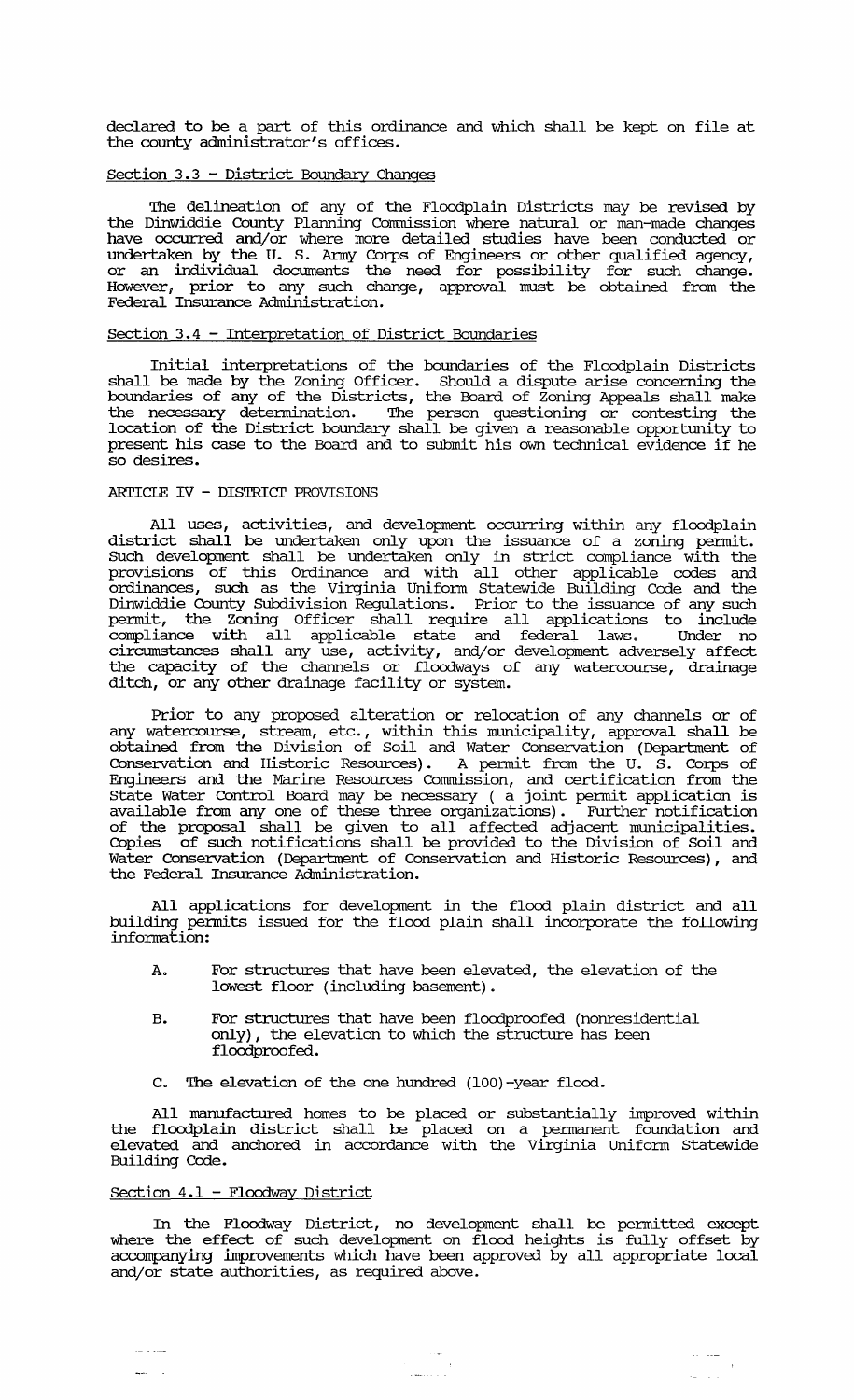declared to be a part of this ordinance and which shall be kept on file at the county administrator's offices.

Section 3.3 - District Boundary Changes

The delineation of any of the Floodplain Districts may be revised by the Dinwiddie County Planning Commission where natural or man-made changes have occurred and/or where more detailed studies have been conducted or undertaken by the U. S. Army Corps of Engineers or other qualified agency, or an individual documents the need for possibility for such change. However, prior to any such change, approval must be obtained from the Federal Insurance Administration.

Section 3.4 - Interpretation of District Boundaries

Initial interpretations of the boundaries of the Floodplain Districts shall be made by the Zoning Officer. Should a dispute arise concerning the boundaries of any of the Districts, the Board of Zoning Appeals shall make the necessary determination. The person questioning or contesting the location of the District boundary shall be given a reasonable opportunity to present his case to the Board and to submit his own technical evidence if he so desires.

ARTICLE IV - DISTRICT PROVISIONS

All uses, activities, and development occurring within any floodplain district shall be undertaken only upon the issuance of a zoning permit. Such development shall be undertaken only in strict compliance with the provisions of this Ordinance and with all other applicable codes and ordinances, such as the Virginia Uniform Statewide Building Code and the Dinwiddie County Subdivision Regulations. Prior to the issuance of any such permit, the Zoning Officer shall require all applications to include compliance with all applicable state and federal laws. Under no circumstances shall any use, activity, and/or development adversely affect the capacity of the channels or floodways of any watercourse, drainage ditch, or any other drainage facility or system.

Prior to any proposed alteration or relocation of any channels or of any watercourse, stream, etc., within this municipality, approval shall be obtained from the Division of Soil and Water Conservation (Department of Conservation and Historic Resources). A permit from the U. S. Corps of Engineers and the Marine Resources Commission, and certification from the State Water Control Board may be necessary ( a joint permit application is available from any one of these three organizations). Further notification of the proposal shall be given to all affected adjacent municipalities. Copies of such notifications shall be provided to the Division of Soil and Water Conservation (Department of Conservation and Historic Resources), and the Federal Insurance Administration.

All applications for development in the flood plain district and all building permits issued for the flood plain shall incorporate the following information:

A. For structures that have been elevated, the elevation of the lowest floor (including basement).

B. For structures that have been floodproofed (nonresidential only), the elevation to which the structure has been floodproofed.

C. The elevation of the one hundred (100)-year flood.

All manufactured homes to be placed or substantially improved within the floodplain district shall be placed on a permanent foundation and elevated and anchored in accordance with the Virginia Uniform Statewide Building Code.

Section 4.1 - Floodway District

In the Floodway District, no development shall be permitted except where the effect of such development on flood heights is fully offset by accompanying improvements which have been approved by all appropriate local and/or state authorities, as required above.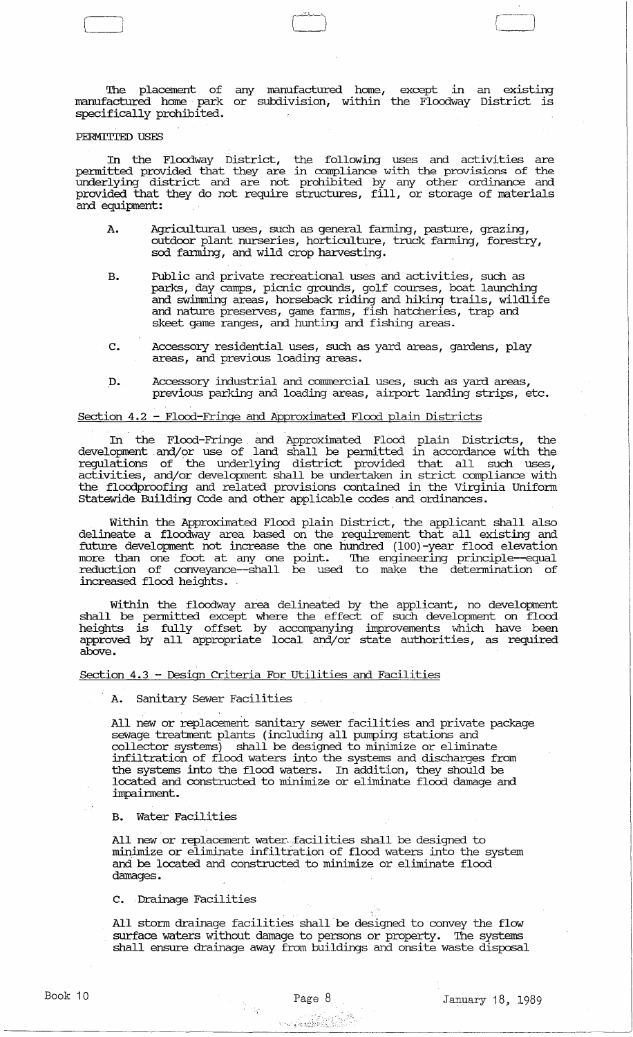The placement of any manufactured home, except in an existing manufactured home park or subdivision, within the Floodway District is specifically prohibited.

PERMITTED USES

In the Floodway District, the following uses and activities are permitted provided that they are in compliance with the provisions of the underlying district and are not prohibited by any other ordinance and provided that they do not require structures, fill, or storage of materials and equipment:

A. Agricultural uses, such as general farming, pasture, grazing, outdoor plant nurseries, horticulture, truck farming, forestry, sod farming, and wild crop harvesting.

B. Public and private recreational uses and activities, such as parks, day camps, picnic grounds, golf courses, boat launching and swimming areas, horseback riding and hiking trails, wildlife and nature preserves, game farms, fish hatcheries, trap and skeet game ranges, and hunting and fishing areas.

C. Accessory residential uses, such as yard areas, gardens, play areas, and previous loading areas.

D. Accessory industrial and commercial uses, such as yard areas, previous parking and loading areas, airport landing strips, etc.

Section 4.2 - Flood-Fringe and Approximated Flood plain Districts

In the Flood-Fringe and Approximated Flood plain Districts, the development and/or use of land shall be permitted in accordance with the regulations of the underlying district provided that all such uses, activities, and/or development shall be undertaken in strict compliance with the floodproofing and related provisions contained in the Virginia Uniform Statewide Building Code and other applicable codes and ordinances.

Within the Approximated Flood plain District, the applicant shall also delineate a floodway area based on the requirement that all existing and future development not increase the one hundred (100)-year flood elevation more than one foot at any one point. The engineering principle--equal reduction of conveyance--shall be used to make the determination of increased flood heights.

Within the floodway area delineated by the applicant, no development shall be permitted except where the effect of such development on flood heights is fully offset by accompanying improvements which have been approved by all appropriate local and/or state authorities, as required above.

Section 4.3 - Design Criteria For Utilities and Facilities

A. Sanitary Sewer Facilities

All new or replacement sanitary sewer facilities and private package sewage treatment plants (including all pumping stations and collector systems) shall be designed to minimize or eliminate infiltration of flood waters into the systems and discharges from the systems into the flood waters. In addition, they should be located and constructed to minimize or eliminate flood damage and impairment.

B. Water Facilities

All new or replacement water facilities shall be designed to minimize or eliminate infiltration of flood waters into the system and be located and constructed to minimize or eliminate flood damages.

C. Drainage Facilities

All storm drainage facilities shall be designed to convey the flow surface waters without damage to persons or property. The systems shall ensure drainage away from buildings and onsite waste disposal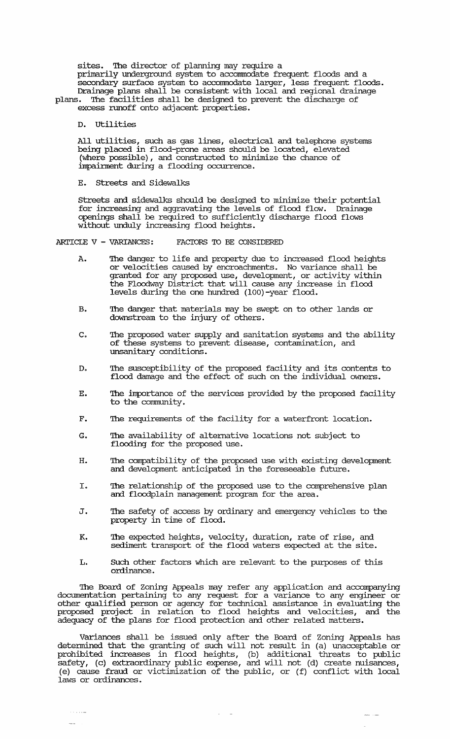sites. The director of planning may require a primarily underground system to accommodate frequent floods and a secondary surface system to accommodate larger, less frequent floods. Drainage plans shall be consistent with local and regional drainage plans. The facilities shall be designed to prevent the discharge of excess runoff onto adjacent properties.

D. Utilities

All utilities, such as gas lines, electrical and telephone systems being placed in flood-prone areas should be located, elevated (where possible), and constructed to minimize the chance of impairment during a flooding occurrence.

E. Streets and Sidewalks

Streets and sidewalks should be designed to minimize their potential for increasing and aggravating the levels of flood flow. Drainage openings shall be required to sufficiently discharge flood flows without unduly increasing flood heights.

## ARTICLE V - VARIANCES: FACTORS TO BE CONSIDERED

A. The danger to life and property due to increased flood heights or velocities caused by encroachments. No variance shall be granted for any proposed use, development, or activity within the Floodway District that will cause any increase in flood levels during the one hundred (100)-year flood.

B. The danger that materials may be swept on to other lands or downstream to the injury of others.

C. The proposed water supply and sanitation systems and the ability of these systems to prevent disease, contamination, and unsanitary conditions.

D. The susceptibility of the proposed facility and its contents to flood damage and the effect of such on the individual owners.

E. The importance of the services provided by the proposed facility to the community.

F. The requirements of the facility for a waterfront location.

G. The availability of alternative locations not subject to flooding for the proposed use.

H. The compatibility of the proposed use with existing development and development anticipated in the foreseeable future.

I. The relationship of the proposed use to the comprehensive plan and floodplain management program for the area.

J. The safety of access by ordinary and emergency vehicles to the property in time of flood.

K. The expected heights, velocity, duration, rate of rise, and sediment transport of the flood waters expected at the site.

L. Such other factors which are relevant to the purposes of this ordinance.

The Board of Zoning Appeals may refer any application and accompanying documentation pertaining to any request for a variance to any engineer or other qualified person or agency for technical assistance in evaluating the proposed project in relation to flood heights and velocities, and the adequacy of the plans for flood protection and other related matters.

Variances shall be issued only after the Board of Zoning Appeals has determined that the granting of such will not result in (a) unacceptable or prohibited increases in flood heights, (b) additional threats to public safety, (c) extraordinary public expense, and will not (d) create nuisances, (e) cause fraud or victimization of the public, or (f) conflict with local laws or ordinances.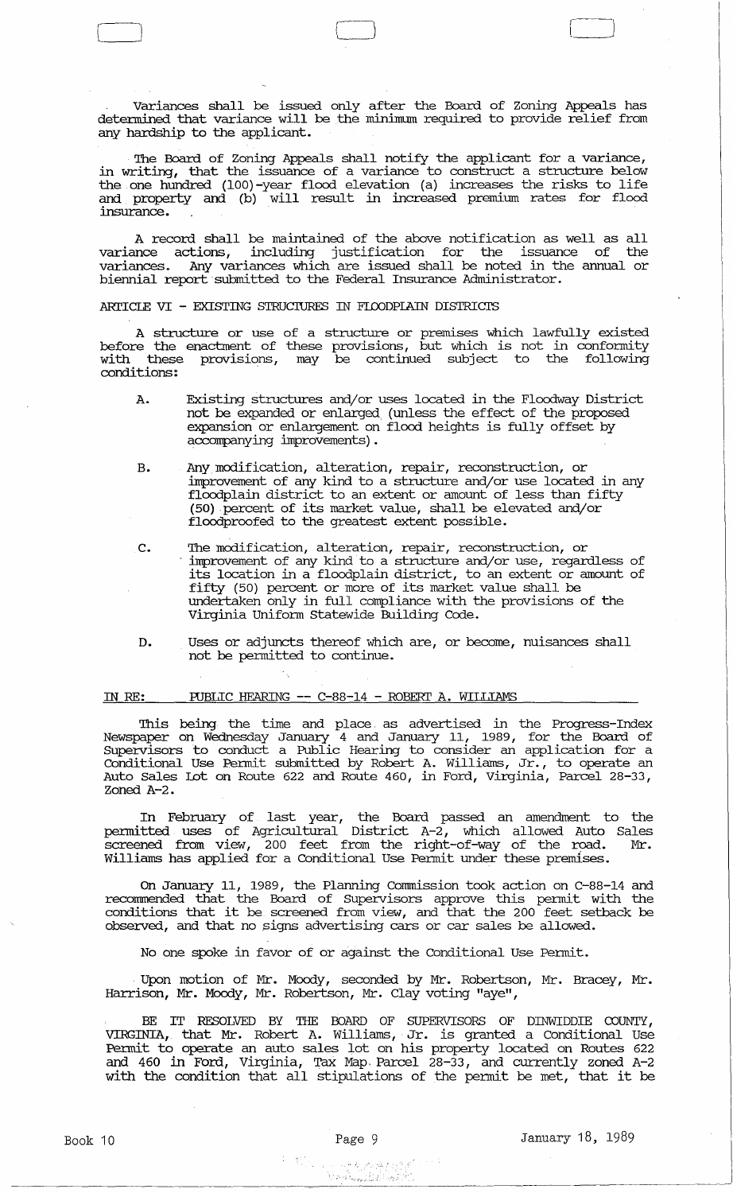Variances shall be issued only after the Board of Zoning Appeals has determined that variance will be the minimum required to provide relief from any hardship to the applicant.

The Board of Zoning Appeals shall notify the applicant for a variance, in writing, that the issuance of a variance to construct a structure below the one hundred (100)-year flood elevation (a) increases the risks to life and property and (b) will result in increased premium rates for flood insurance.

A record shall be maintained of the above notification as well as all variance actions, including justification for the issuance of the variances. Any variances which are issued shall be noted in the annual or biennial report submitted to the Federal Insurance Administrator.

ARTICLE VI - EXISTING STRUCTURES IN FLOODPLAIN DISTRICTS

A structure or use of a structure or premises which lawfully existed before the enactment of these provisions, but which is not in conformity with these provisions, may be continued subject to the following conditions:

A. Existing structures and/or uses located in the Floodway District not be expanded or enlarged (unless the effect of the proposed expansion or enlargement on flood heights is fully offset by accompanying improvements).

B. Any modification, alteration, repair, reconstruction, or improvement of any kind to a structure and/or use located in any floodplain district to an extent or amount of less than fifty (50) percent of its market value, shall be elevated and/or floodproofed to the greatest extent possible.

C. The modification, alteration, repair, reconstruction, or improvement of any kind to a structure and/or use, regardless of its location in a floodplain district, to an extent or amount of fifty (50) percent or more of its market value shall be undertaken only in full compliance with the provisions of the Virginia Uniform Statewide Building Code.

D. Uses or adjuncts thereof which are, or become, nuisances shall not be permitted to continue.

IN RE: PUBLIC HEARING -- C-88-14 - ROBERT A. WILLIAMS

This being the time and place as advertised in the Progress-Index Newspaper on Wednesday January 4 and January 11, 1989, for the Board of Supervisors to conduct a Public Hearing to consider an application for a Conditional Use Permit submitted by Robert A. Williams, Jr., to operate an Auto Sales Lot on Route 622 and Route 460, in Ford, Virginia, Parcel 28-33, Zoned A-2.

In February of last year, the Board passed an amendment to the permitted uses of Agricultural District A-2, which allowed Auto Sales screened from view, 200 feet from the right-of-way of the road. Mr. Williams has applied for a Conditional Use Permit under these premises.

On January 11, 1989, the Planning Commission took action on C-88-14 and recommended that the Board of Supervisors approve this permit with the conditions that it be screened from view, and that the 200 feet setback be observed, and that no signs advertising cars or car sales be allowed.

No one spoke in favor of or against the Conditional Use Permit.

Upon motion of Mr. Moody, seconded by Mr. Robertson, Mr. Bracey, Mr. Harrison, Mr. Moody, Mr. Robertson, Mr. Clay voting "aye",

BE IT RESOLVED BY THE BOARD OF SUPERVISORS OF DINWIDDIE COUNTY, VIRGINIA, that Mr. Robert A. Williams, Jr. is granted a Conditional Use Permit to operate an auto sales lot on his property located on Routes 622 and 460 in Ford, Virginia, Tax Map Parcel 28-33, and currently zoned A-2 with the condition that all stipulations of the permit be met, that it be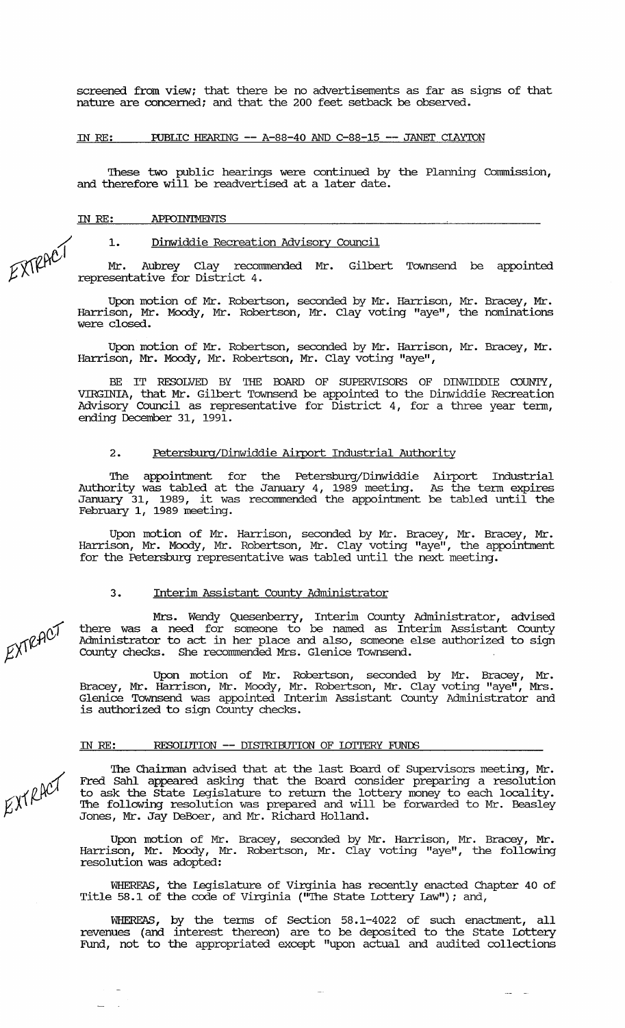screened from view; that there be no advertisements as far as signs of that nature are concerned; and that the 200 feet setback be observed.

IN RE: PUBLIC HEARING -- A-88-40 AND C-88-15 -- JANET CLAYTON

These two public hearings were continued by the Planning Commission, and therefore will be readvertised at a later date.

IN RE: APPOINTMENTS

EXTRACT

1. Dinwiddie Recreation Advisory Council

Mr. Aubrey Clay recommended Mr. Gilbert Townsend be appointed representative for District 4.

Upon motion of Mr. Robertson, seconded by Mr. Harrison, Mr. Bracey, Mr. Harrison, Mr. Moody, Mr. Robertson, Mr. Clay voting "aye", the nominations were closed.

Upon motion of Mr. Robertson, seconded by Mr. Harrison, Mr. Bracey, Mr. Harrison, Mr. Moody, Mr. Robertson, Mr. Clay voting "aye",

BE IT RESOLVED BY THE BOARD OF SUPERVISORS OF DINWIDDIE COUNTY, VIRGINIA, that Mr. Gilbert Townsend be appointed to the Dinwiddie Recreation Advisory Council as representative for District 4, for a three year term, ending December 31, 1991.

2. Petersburg/Dinwiddie Airport Industrial Authority

The appointment for the Petersburg/Dinwiddie Airport Industrial Authority was tabled at the January 4, 1989 meeting. As the term expires January 31, 1989, it was recommended the appointment be tabled until the February 1, 1989 meeting.

Upon motion of Mr. Harrison, seconded by Mr. Bracey, Mr. Bracey, Mr. Harrison, Mr. Moody, Mr. Robertson, Mr. Clay voting "aye", the appointment for the Petersburg representative was tabled until the next meeting.

3. Interim Assistant County Administrator

EXTRACT

Mrs. Wendy Quesenberry, Interim County Administrator, advised there was a need for someone to be named as Interim Assistant County Administrator to act in her place and also, someone else authorized to sign County checks. She recommended Mrs. Glenice Townsend.

Upon motion of Mr. Robertson, seconded by Mr. Bracey, Mr. Bracey, Mr. Harrison, Mr. Moody, Mr. Robertson, Mr. Clay voting "aye", Mrs. Glenice Townsend was appointed Interim Assistant County Administrator and is authorized to sign County checks.

IN RE: RESOLUTION -- DISTRIBUTION OF LOTTERY FUNDS

EXTRACT

The Chairman advised that at the last Board of Supervisors meeting, Mr. Fred Sahl appeared asking that the Board consider preparing a resolution to ask the State Legislature to return the lottery money to each locality. The following resolution was prepared and will be forwarded to Mr. Beasley Jones, Mr. Jay DeBoer, and Mr. Richard Holland.

Upon motion of Mr. Bracey, seconded by Mr. Harrison, Mr. Bracey, Mr. Harrison, Mr. Moody, Mr. Robertson, Mr. Clay voting "aye", the following resolution was adopted:

WHEREAS, the Legislature of Virginia has recently enacted Chapter 40 of Title 58.1 of the code of Virginia ("The State Lottery Law"); and,

WHEREAS, by the terms of Section 58.1-4022 of such enactment, all revenues (and interest thereon) are to be deposited to the State Lottery Fund, not to the appropriated except "upon actual and audited collections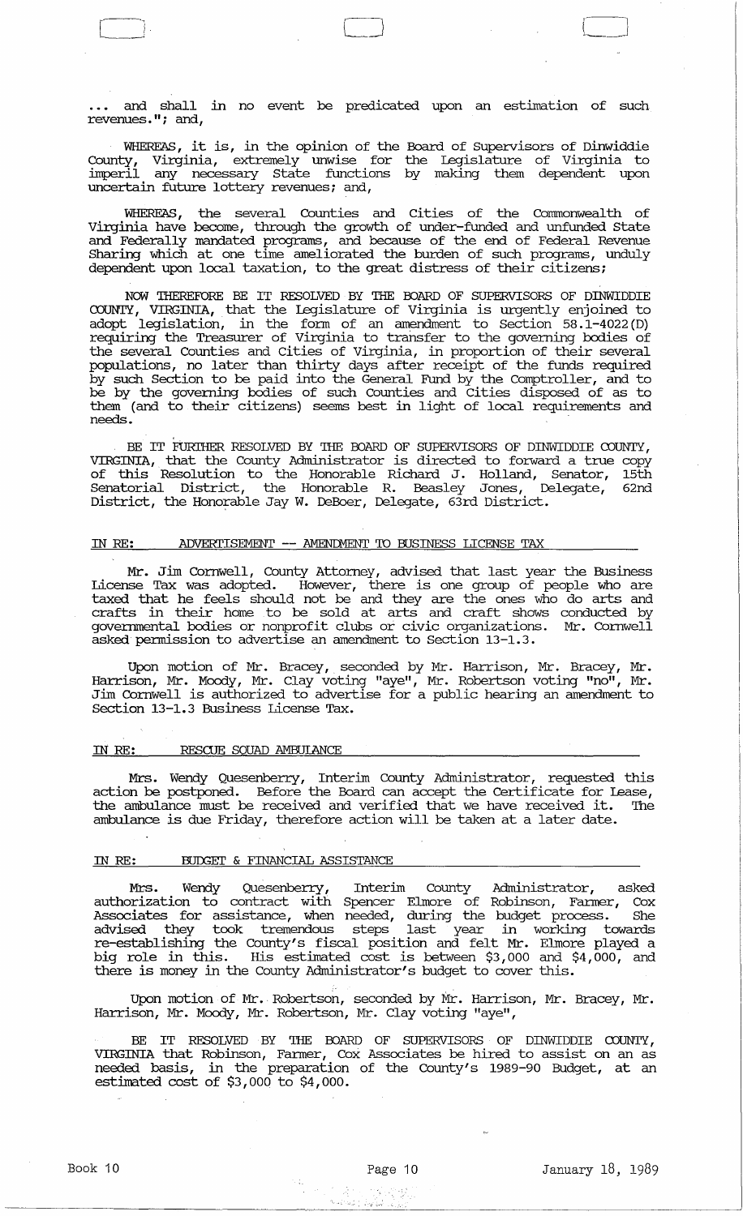... and shall in no event be predicated upon an estimation of such revenues."; and,

WHEREAS, it is, in the opinion of the Board of Supervisors of Dinwiddie County, Virginia, extremely unwise for the Legislature of Virginia to imperil any necessary State functions by making them dependent upon uncertain future lottery revenues; and,

WHEREAS, the several Counties and Cities of the Commonwealth of Virginia have become, through the growth of under-funded and unfunded State and Federally mandated programs, and because of the end of Federal Revenue Sharing which at one time ameliorated the burden of such programs, unduly dependent upon local taxation, to the great distress of their citizens;

NOW THEREFORE BE IT RESOLVED BY THE BOARD OF SUPERVISORS OF DINWIDDIE COUNTY, VIRGINIA, that the Legislature of Virginia is urgently enjoined to adopt legislation, in the form of an amendment to Section 58.1-4022(D) requiring the Treasurer of Virginia to transfer to the governing bodies of the several Counties and Cities of Virginia, in proportion of their several populations, no later than thirty days after receipt of the funds required by such Section to be paid into the General Fund by the Comptroller, and to be by the governing bodies of such Counties and Cities disposed of as to them (and to their citizens) seems best in light of local requirements and needs.

BE IT FURTHER RESOLVED BY THE BOARD OF SUPERVISORS OF DINWIDDIE COUNTY, VIRGINIA, that the County Administrator is directed to forward a true copy of this Resolution to the Honorable Richard J. Holland, Senator, 15th Senatorial District, the Honorable R. Beasley Jones, Delegate, 62nd District, the Honorable Jay W. DeBoer, Delegate, 63rd District.

## IN RE: ADVERTISEMENT -- AMENDMENT TO BUSINESS LICENSE TAX

Mr. Jim Cornwell, County Attorney, advised that last year the Business License Tax was adopted. However, there is one group of people who are taxed that he feels should not be and they are the ones who do arts and crafts in their home to be sold at arts and craft shows conducted by governmental bodies or nonprofit clubs or civic organizations. Mr. Cornwell asked permission to advertise an amendment to Section 13-1.3.

Upon motion of Mr. Bracey, seconded by Mr. Harrison, Mr. Bracey, Mr. Harrison, Mr. Moody, Mr. Clay voting "aye", Mr. Robertson voting "no", Mr. Jim Cornwell is authorized to advertise for a public hearing an amendment to Section 13-1.3 Business License Tax.

## IN RE: RESCUE SQUAD AMBULANCE

Mrs. Wendy Quesenberry, Interim County Administrator, requested this action be postponed. Before the Board can accept the Certificate for Lease, the ambulance must be received and verified that we have received it. The ambulance is due Friday, therefore action will be taken at a later date.

## IN RE: BUDGET & FINANCIAL ASSISTANCE

Mrs. Wendy Quesenberry, Interim County Administrator, asked authorization to contract with Spencer Elmore of Robinson, Farmer, Cox Associates for assistance, when needed, during the budget process. She advised they took tremendous steps last year in working towards re-establishing the County's fiscal position and felt Mr. Elmore played a big role in this. His estimated cost is between $3,000 and $4,000, and there is money in the County Administrator's budget to cover this.

Upon motion of Mr. Robertson, seconded by Mr. Harrison, Mr. Bracey, Mr. Harrison, Mr. Moody, Mr. Robertson, Mr. Clay voting "aye",

BE IT RESOLVED BY THE BOARD OF SUPERVISORS OF DINWIDDIE COUNTY, VIRGINIA that Robinson, Farmer, Cox Associates be hired to assist on an as needed basis, in the preparation of the County's 1989-90 Budget, at an estimated cost of $3,000 to $4,000.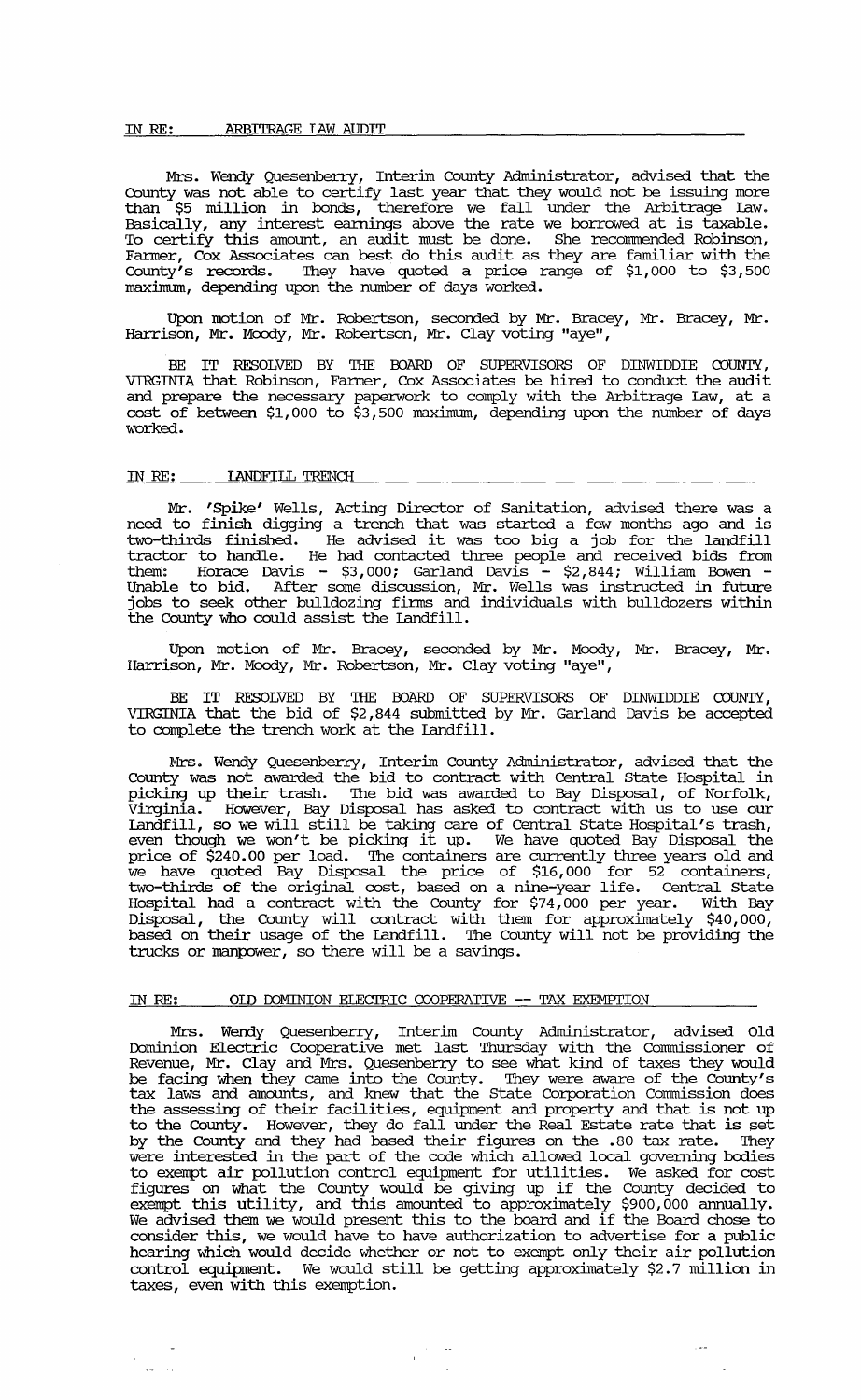IN RE: ARBITRAGE LAW AUDIT

Mrs. Wendy Quesenberry, Interim County Administrator, advised that the County was not able to certify last year that they would not be issuing more than $5 million in bonds, therefore we fall under the Arbitrage Law. Basically, any interest earnings above the rate we borrowed at is taxable. To certify this amount, an audit must be done. She recommended Robinson, Farmer, Cox Associates can best do this audit as they are familiar with the County's records. They have quoted a price range of $1,000 to $3,500 maximum, depending upon the number of days worked.

Upon motion of Mr. Robertson, seconded by Mr. Bracey, Mr. Bracey, Mr. Harrison, Mr. Moody, Mr. Robertson, Mr. Clay voting "aye",

BE IT RESOLVED BY THE BOARD OF SUPERVISORS OF DINWIDDIE COUNTY, VIRGINIA that Robinson, Farmer, Cox Associates be hired to conduct the audit and prepare the necessary paperwork to comply with the Arbitrage Law, at a cost of between $1,000 to $3,500 maximum, depending upon the number of days worked.

IN RE: LANDFILL TRENCH

Mr. 'Spike' Wells, Acting Director of Sanitation, advised there was a need to finish digging a trench that was started a few months ago and is two-thirds finished. He advised it was too big a job for the landfill tractor to handle. He had contacted three people and received bids from them: Horace Davis - $3,000; Garland Davis - $2,844; William Bowen - Unable to bid. After some discussion, Mr. Wells was instructed in future jobs to seek other bulldozing firms and individuals with bulldozers within the County who could assist the Landfill.

Upon motion of Mr. Bracey, seconded by Mr. Moody, Mr. Bracey, Mr. Harrison, Mr. Moody, Mr. Robertson, Mr. Clay voting "aye",

BE IT RESOLVED BY THE BOARD OF SUPERVISORS OF DINWIDDIE COUNTY, VIRGINIA that the bid of $2,844 submitted by Mr. Garland Davis be accepted to complete the trench work at the Landfill.

Mrs. Wendy Quesenberry, Interim County Administrator, advised that the County was not awarded the bid to contract with Central State Hospital in picking up their trash. The bid was awarded to Bay Disposal, of Norfolk, Virginia. However, Bay Disposal has asked to contract with us to use our Landfill, so we will still be taking care of Central State Hospital's trash, even though we won't be picking it up. We have quoted Bay Disposal the price of $240.00 per load. The containers are currently three years old and we have quoted Bay Disposal the price of $16,000 for 52 containers, two-thirds of the original cost, based on a nine-year life. Central State Hospital had a contract with the County for $74,000 per year. With Bay Disposal, the County will contract with them for approximately $40,000, based on their usage of the Landfill. The County will not be providing the trucks or manpower, so there will be a savings.

IN RE: OLD DOMINION ELECTRIC COOPERATIVE -- TAX EXEMPTION

Mrs. Wendy Quesenberry, Interim County Administrator, advised Old Dominion Electric Cooperative met last Thursday with the Commissioner of Revenue, Mr. Clay and Mrs. Quesenberry to see what kind of taxes they would be facing when they came into the County. They were aware of the County's tax laws and amounts, and knew that the State Corporation Commission does the assessing of their facilities, equipment and property and that is not up to the County. However, they do fall under the Real Estate rate that is set by the County and they had based their figures on the .80 tax rate. They were interested in the part of the code which allowed local governing bodies to exempt air pollution control equipment for utilities. We asked for cost figures on what the County would be giving up if the County decided to exempt this utility, and this amounted to approximately $900,000 annually. We advised them we would present this to the board and if the Board chose to consider this, we would have to have authorization to advertise for a public hearing which would decide whether or not to exempt only their air pollution control equipment. We would still be getting approximately $2.7 million in taxes, even with this exemption.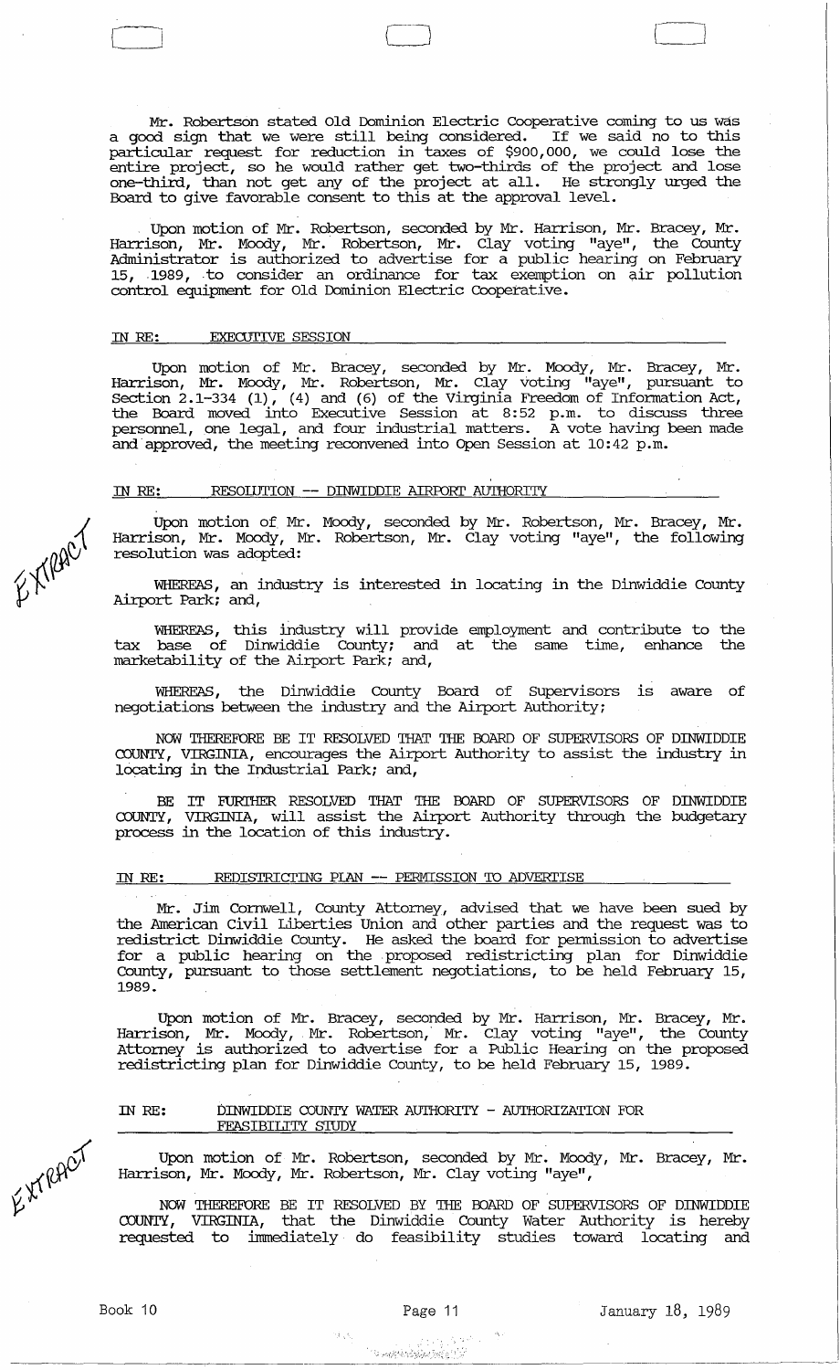Mr. Robertson stated Old Dominion Electric Cooperative coming to us was a good sign that we were still being considered. If we said no to this particular request for reduction in taxes of $900,000, we could lose the entire project, so he would rather get two-thirds of the project and lose one-third, than not get any of the project at all. He strongly urged the Board to give favorable consent to this at the approval level.

Upon motion of Mr. Robertson, seconded by Mr. Harrison, Mr. Bracey, Mr. Harrison, Mr. Moody, Mr. Robertson, Mr. Clay voting "aye", the County Administrator is authorized to advertise for a public hearing on February 15, 1989, to consider an ordinance for tax exemption on air pollution control equipment for Old Dominion Electric Cooperative.

## IN RE: EXECUTIVE SESSION

Upon motion of Mr. Bracey, seconded by Mr. Moody, Mr. Bracey, Mr. Harrison, Mr. Moody, Mr. Robertson, Mr. Clay voting "aye", pursuant to Section 2.1-334 (1), (4) and (6) of the Virginia Freedom of Information Act, the Board moved into Executive Session at 8:52 p.m. to discuss three personnel, one legal, and four industrial matters. A vote having been made and approved, the meeting reconvened into Open Session at 10:42 p.m.

## IN RE: RESOLUTION -- DINWIDDIE AIRPORT AUTHORITY

EXTRACT

Upon motion of Mr. Moody, seconded by Mr. Robertson, Mr. Bracey, Mr. Harrison, Mr. Moody, Mr. Robertson, Mr. Clay voting "aye", the following resolution was adopted:

WHEREAS, an industry is interested in locating in the Dinwiddie County Airport Park; and,

WHEREAS, this industry will provide employment and contribute to the tax base of Dinwiddie County; and at the same time, enhance the marketability of the Airport Park; and,

WHEREAS, the Dinwiddie County Board of Supervisors is aware of negotiations between the industry and the Airport Authority;

NOW THEREFORE BE IT RESOLVED THAT THE BOARD OF SUPERVISORS OF DINWIDDIE COUNTY, VIRGINIA, encourages the Airport Authority to assist the industry in locating in the Industrial Park; and,

BE IT FURTHER RESOLVED THAT THE BOARD OF SUPERVISORS OF DINWIDDIE COUNTY, VIRGINIA, will assist the Airport Authority through the budgetary process in the location of this industry.

## IN RE: REDISTRICTING PLAN -- PERMISSION TO ADVERTISE

Mr. Jim Cornwell, County Attorney, advised that we have been sued by the American Civil Liberties Union and other parties and the request was to redistrict Dinwiddie County. He asked the board for permission to advertise for a public hearing on the proposed redistricting plan for Dinwiddie County, pursuant to those settlement negotiations, to be held February 15, 1989.

Upon motion of Mr. Bracey, seconded by Mr. Harrison, Mr. Bracey, Mr. Harrison, Mr. Moody, Mr. Robertson, Mr. Clay voting "aye", the County Attorney is authorized to advertise for a Public Hearing on the proposed redistricting plan for Dinwiddie County, to be held February 15, 1989.

## IN RE: DINWIDDIE COUNTY WATER AUTHORITY - AUTHORIZATION FOR FEASIBILITY STUDY

EXTRACT

Upon motion of Mr. Robertson, seconded by Mr. Moody, Mr. Bracey, Mr. Harrison, Mr. Moody, Mr. Robertson, Mr. Clay voting "aye",

NOW THEREFORE BE IT RESOLVED BY THE BOARD OF SUPERVISORS OF DINWIDDIE COUNTY, VIRGINIA, that the Dinwiddie County Water Authority is hereby requested to immediately do feasibility studies toward locating and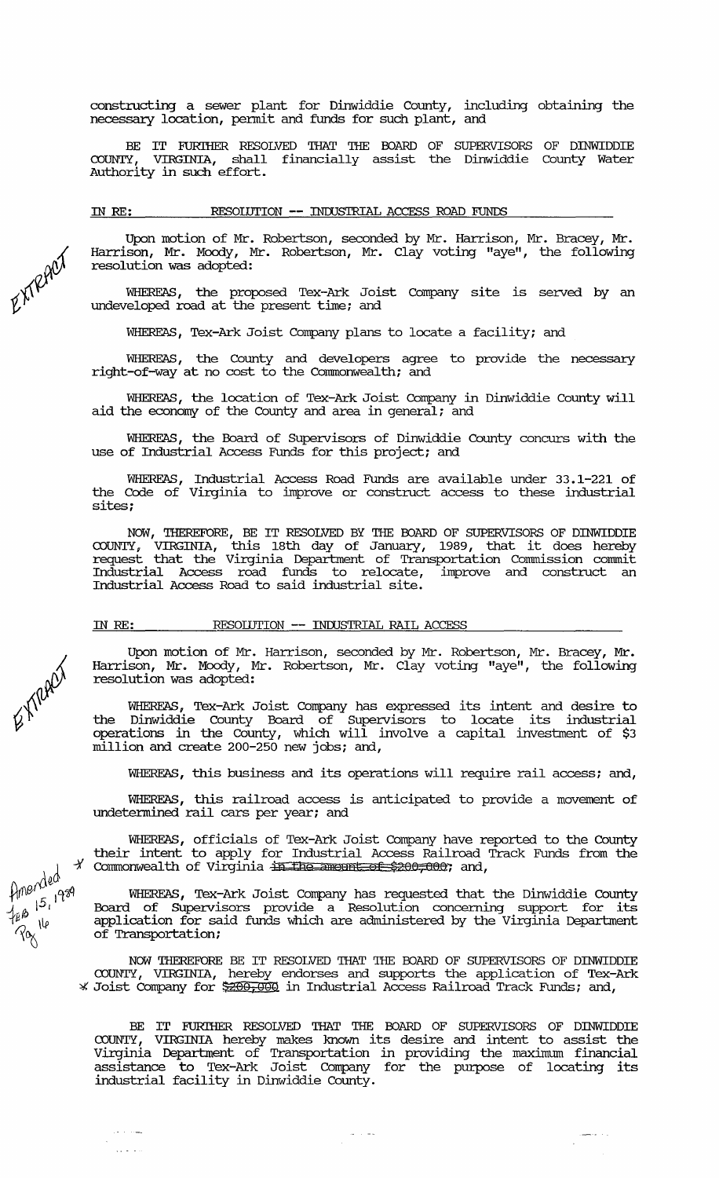constructing a sewer plant for Dinwiddie County, including obtaining the necessary location, permit and funds for such plant, and

BE IT FURTHER RESOLVED THAT THE BOARD OF SUPERVISORS OF DINWIDDIE COUNTY, VIRGINIA, shall financially assist the Dinwiddie County Water Authority in such effort.

IN RE: RESOLUTION -- INDUSTRIAL ACCESS ROAD FUNDS

EXTRACT

Upon motion of Mr. Robertson, seconded by Mr. Harrison, Mr. Bracey, Mr. Harrison, Mr. Moody, Mr. Robertson, Mr. Clay voting "aye", the following resolution was adopted:

WHEREAS, the proposed Tex-Ark Joist Company site is served by an undeveloped road at the present time; and

WHEREAS, Tex-Ark Joist Company plans to locate a facility; and

WHEREAS, the County and developers agree to provide the necessary right-of-way at no cost to the Commonwealth; and

WHEREAS, the location of Tex-Ark Joist Company in Dinwiddie County will aid the economy of the County and area in general; and

WHEREAS, the Board of Supervisors of Dinwiddie County concurs with the use of Industrial Access Funds for this project; and

WHEREAS, Industrial Access Road Funds are available under 33.1-221 of the Code of Virginia to improve or construct access to these industrial sites;

NOW, THEREFORE, BE IT RESOLVED BY THE BOARD OF SUPERVISORS OF DINWIDDIE COUNTY, VIRGINIA, this 18th day of January, 1989, that it does hereby request that the Virginia Department of Transportation Commission commit Industrial Access road funds to relocate, improve and construct an Industrial Access Road to said industrial site.

IN RE: RESOLUTION -- INDUSTRIAL RAIL ACCESS

EXTRACT

Upon motion of Mr. Harrison, seconded by Mr. Robertson, Mr. Bracey, Mr. Harrison, Mr. Moody, Mr. Robertson, Mr. Clay voting "aye", the following resolution was adopted:

WHEREAS, Tex-Ark Joist Company has expressed its intent and desire to the Dinwiddie County Board of Supervisors to locate its industrial operations in the County, which will involve a capital investment of $3 million and create 200-250 new jobs; and,

WHEREAS, this business and its operations will require rail access; and,

WHEREAS, this railroad access is anticipated to provide a movement of undetermined rail cars per year; and

WHEREAS, officials of Tex-Ark Joist Company have reported to the County their intent to apply for Industrial Access Railroad Track Funds from the Commonwealth of Virginia ~~in the amount of $200,000~~; and,

Amended Feb 15, 1989 Pg 16

WHEREAS, Tex-Ark Joist Company has requested that the Dinwiddie County Board of Supervisors provide a Resolution concerning support for its application for said funds which are administered by the Virginia Department of Transportation;

NOW THEREFORE BE IT RESOLVED THAT THE BOARD OF SUPERVISORS OF DINWIDDIE COUNTY, VIRGINIA, hereby endorses and supports the application of Tex-Ark Joist Company for ~~$200,000~~ in Industrial Access Railroad Track Funds; and,

BE IT FURTHER RESOLVED THAT THE BOARD OF SUPERVISORS OF DINWIDDIE COUNTY, VIRGINIA hereby makes known its desire and intent to assist the Virginia Department of Transportation in providing the maximum financial assistance to Tex-Ark Joist Company for the purpose of locating its industrial facility in Dinwiddie County.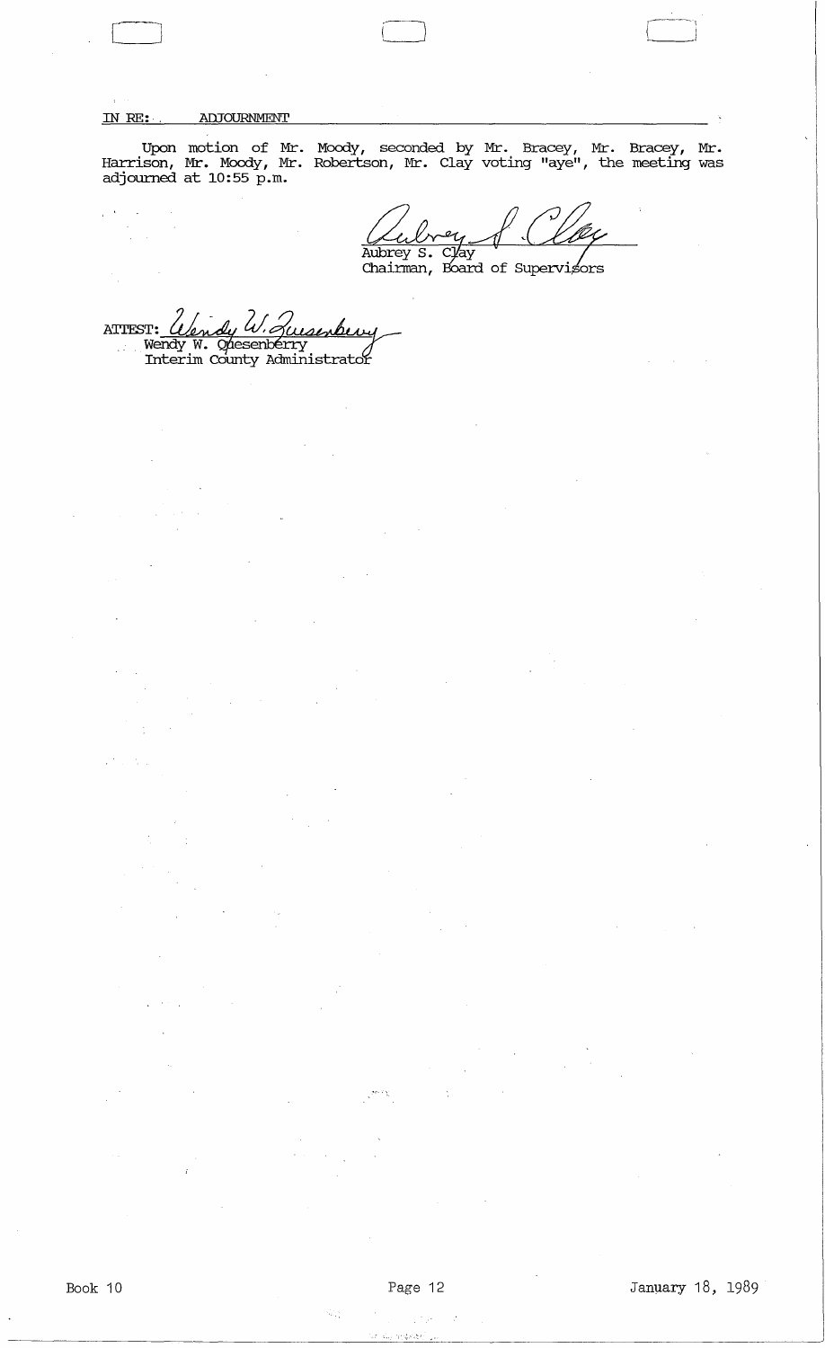IN RE: ADJOURNMENT

Upon motion of Mr. Moody, seconded by Mr. Bracey, Mr. Bracey, Mr. Harrison, Mr. Moody, Mr. Robertson, Mr. Clay voting "aye", the meeting was adjourned at 10:55 p.m.

Aubrey S. Clay
Chairman, Board of Supervisors

ATTEST: Wendy W. Quesenberry
Wendy W. Quesenberry
Interim County Administrator